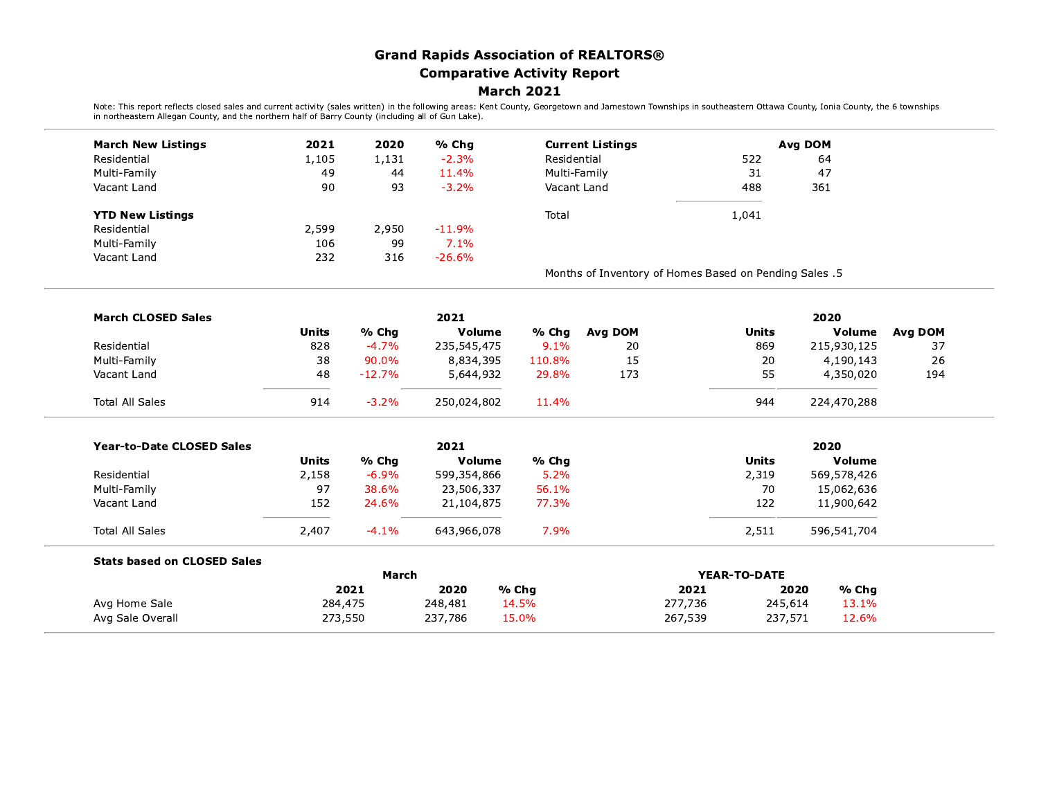# Grand Rapids Association of REALTORS®
## Comparative Activity Report
### March 2021

Note: This report reflects closed sales and current activity (sales written) in the following areas: Kent County, Georgetown and Jamestown Townships in southeastern Ottawa County, Ionia County, the 6 townships in northeastern Allegan County, and the northern half of Barry County (including all of Gun Lake).

| March New Listings | 2021 | 2020 | % Chg |
|---|---|---|---|
| Residential | 1,105 | 1,131 | -2.3% |
| Multi-Family | 49 | 44 | 11.4% |
| Vacant Land | 90 | 93 | -3.2% |

| YTD New Listings | 2021 | 2020 | % Chg |
|---|---|---|---|
| Residential | 2,599 | 2,950 | -11.9% |
| Multi-Family | 106 | 99 | 7.1% |
| Vacant Land | 232 | 316 | -26.6% |

| Current Listings | | Avg DOM |
|---|---|---|
| Residential | 522 | 64 |
| Multi-Family | 31 | 47 |
| Vacant Land | 488 | 361 |
| Total | 1,041 | |

Months of Inventory of Homes Based on Pending Sales .5

| March CLOSED Sales | 2021 Units | % Chg | 2021 Volume | % Chg | Avg DOM | 2020 Units | 2020 Volume | Avg DOM |
|---|---|---|---|---|---|---|---|---|
| Residential | 828 | -4.7% | 235,545,475 | 9.1% | 20 | 869 | 215,930,125 | 37 |
| Multi-Family | 38 | 90.0% | 8,834,395 | 110.8% | 15 | 20 | 4,190,143 | 26 |
| Vacant Land | 48 | -12.7% | 5,644,932 | 29.8% | 173 | 55 | 4,350,020 | 194 |
| Total All Sales | 914 | -3.2% | 250,024,802 | 11.4% | | 944 | 224,470,288 | |

| Year-to-Date CLOSED Sales | 2021 Units | % Chg | 2021 Volume | % Chg | 2020 Units | 2020 Volume |
|---|---|---|---|---|---|---|
| Residential | 2,158 | -6.9% | 599,354,866 | 5.2% | 2,319 | 569,578,426 |
| Multi-Family | 97 | 38.6% | 23,506,337 | 56.1% | 70 | 15,062,636 |
| Vacant Land | 152 | 24.6% | 21,104,875 | 77.3% | 122 | 11,900,642 |
| Total All Sales | 2,407 | -4.1% | 643,966,078 | 7.9% | 2,511 | 596,541,704 |

**Stats based on CLOSED Sales**

| | March 2021 | March 2020 | % Chg | YEAR-TO-DATE 2021 | YEAR-TO-DATE 2020 | % Chg |
|---|---|---|---|---|---|---|
| Avg Home Sale | 284,475 | 248,481 | 14.5% | 277,736 | 245,614 | 13.1% |
| Avg Sale Overall | 273,550 | 237,786 | 15.0% | 267,539 | 237,571 | 12.6% |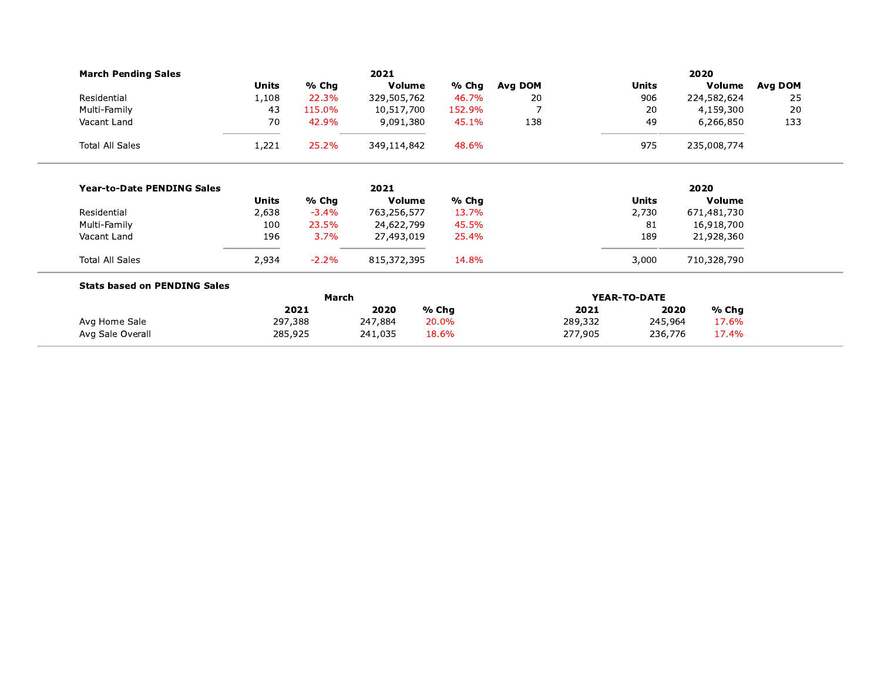**March Pending Sales**

| | 2021 Units | % Chg | Volume | % Chg | Avg DOM | 2020 Units | Volume | Avg DOM |
|---|---|---|---|---|---|---|---|---|
| Residential | 1,108 | 22.3% | 329,505,762 | 46.7% | 20 | 906 | 224,582,624 | 25 |
| Multi-Family | 43 | 115.0% | 10,517,700 | 152.9% | 7 | 20 | 4,159,300 | 20 |
| Vacant Land | 70 | 42.9% | 9,091,380 | 45.1% | 138 | 49 | 6,266,850 | 133 |
| Total All Sales | 1,221 | 25.2% | 349,114,842 | 48.6% | | 975 | 235,008,774 | |

**Year-to-Date PENDING Sales**

| | 2021 Units | % Chg | Volume | % Chg | 2020 Units | Volume |
|---|---|---|---|---|---|---|
| Residential | 2,638 | -3.4% | 763,256,577 | 13.7% | 2,730 | 671,481,730 |
| Multi-Family | 100 | 23.5% | 24,622,799 | 45.5% | 81 | 16,918,700 |
| Vacant Land | 196 | 3.7% | 27,493,019 | 25.4% | 189 | 21,928,360 |
| Total All Sales | 2,934 | -2.2% | 815,372,395 | 14.8% | 3,000 | 710,328,790 |

**Stats based on PENDING Sales**

| | March | | | YEAR-TO-DATE | | |
|---|---|---|---|---|---|---|
| | 2021 | 2020 | % Chg | 2021 | 2020 | % Chg |
| Avg Home Sale | 297,388 | 247,884 | 20.0% | 289,332 | 245,964 | 17.6% |
| Avg Sale Overall | 285,925 | 241,035 | 18.6% | 277,905 | 236,776 | 17.4% |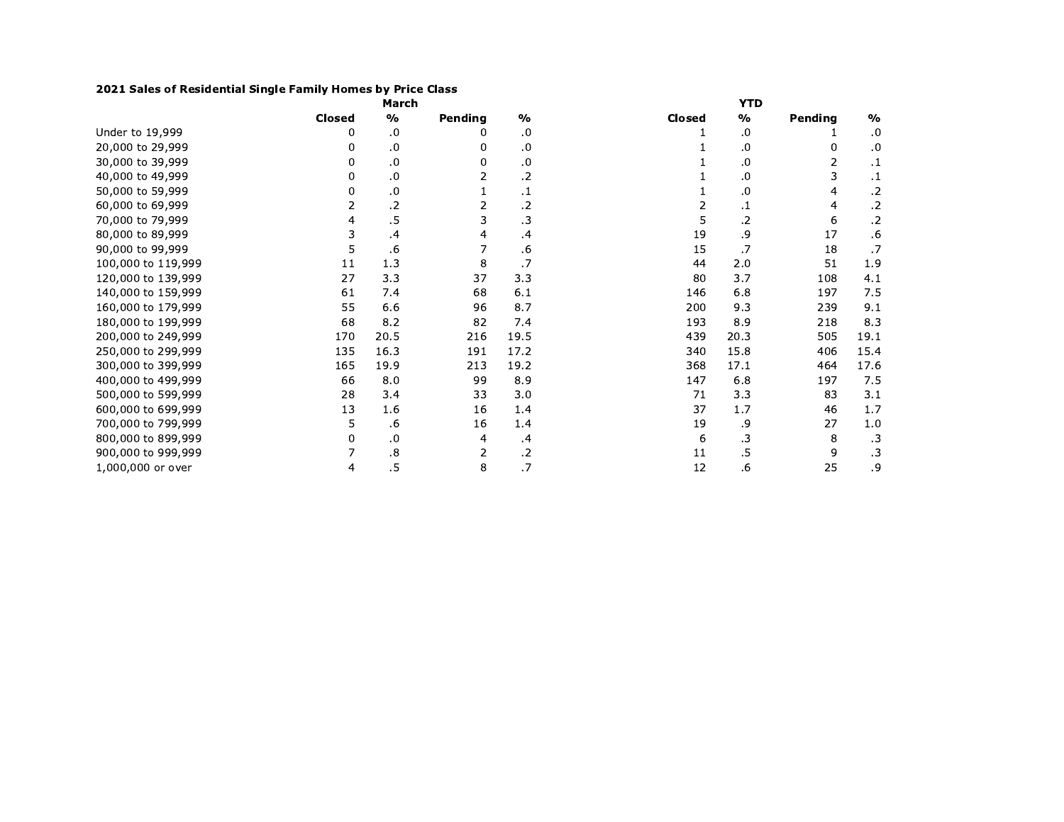**2021 Sales of Residential Single Family Homes by Price Class**

| | March | | | | YTD | | | |
|---|---|---|---|---|---|---|---|---|
| | **Closed** | **%** | **Pending** | **%** | **Closed** | **%** | **Pending** | **%** |
| Under to 19,999 | 0 | .0 | 0 | .0 | 1 | .0 | 1 | .0 |
| 20,000 to 29,999 | 0 | .0 | 0 | .0 | 1 | .0 | 0 | .0 |
| 30,000 to 39,999 | 0 | .0 | 0 | .0 | 1 | .0 | 2 | .1 |
| 40,000 to 49,999 | 0 | .0 | 2 | .2 | 1 | .0 | 3 | .1 |
| 50,000 to 59,999 | 0 | .0 | 1 | .1 | 1 | .0 | 4 | .2 |
| 60,000 to 69,999 | 2 | .2 | 2 | .2 | 2 | .1 | 4 | .2 |
| 70,000 to 79,999 | 4 | .5 | 3 | .3 | 5 | .2 | 6 | .2 |
| 80,000 to 89,999 | 3 | .4 | 4 | .4 | 19 | .9 | 17 | .6 |
| 90,000 to 99,999 | 5 | .6 | 7 | .6 | 15 | .7 | 18 | .7 |
| 100,000 to 119,999 | 11 | 1.3 | 8 | .7 | 44 | 2.0 | 51 | 1.9 |
| 120,000 to 139,999 | 27 | 3.3 | 37 | 3.3 | 80 | 3.7 | 108 | 4.1 |
| 140,000 to 159,999 | 61 | 7.4 | 68 | 6.1 | 146 | 6.8 | 197 | 7.5 |
| 160,000 to 179,999 | 55 | 6.6 | 96 | 8.7 | 200 | 9.3 | 239 | 9.1 |
| 180,000 to 199,999 | 68 | 8.2 | 82 | 7.4 | 193 | 8.9 | 218 | 8.3 |
| 200,000 to 249,999 | 170 | 20.5 | 216 | 19.5 | 439 | 20.3 | 505 | 19.1 |
| 250,000 to 299,999 | 135 | 16.3 | 191 | 17.2 | 340 | 15.8 | 406 | 15.4 |
| 300,000 to 399,999 | 165 | 19.9 | 213 | 19.2 | 368 | 17.1 | 464 | 17.6 |
| 400,000 to 499,999 | 66 | 8.0 | 99 | 8.9 | 147 | 6.8 | 197 | 7.5 |
| 500,000 to 599,999 | 28 | 3.4 | 33 | 3.0 | 71 | 3.3 | 83 | 3.1 |
| 600,000 to 699,999 | 13 | 1.6 | 16 | 1.4 | 37 | 1.7 | 46 | 1.7 |
| 700,000 to 799,999 | 5 | .6 | 16 | 1.4 | 19 | .9 | 27 | 1.0 |
| 800,000 to 899,999 | 0 | .0 | 4 | .4 | 6 | .3 | 8 | .3 |
| 900,000 to 999,999 | 7 | .8 | 2 | .2 | 11 | .5 | 9 | .3 |
| 1,000,000 or over | 4 | .5 | 8 | .7 | 12 | .6 | 25 | .9 |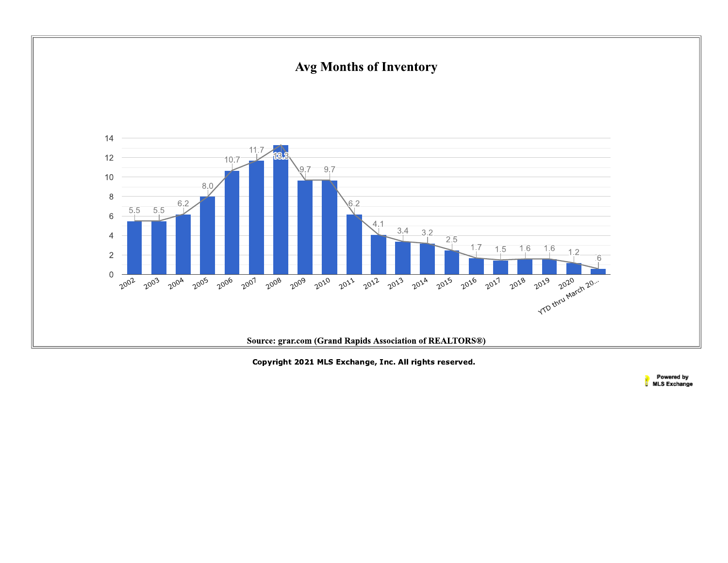# Avg Months of Inventory

14
12
10
8
6
4
2
0

5.5 5.5 6.2 8.0 10.7 11.7 13.3 9.7 9.7 6.2 4.1 3.4 3.2 2.5 1.7 1.5 1.6 1.6 1.2 .6

2002 2003 2004 2005 2006 2007 2008 2009 2010 2011 2012 2013 2014 2015 2016 2017 2018 2019 2020 YTD thru March 20...

Source: grar.com (Grand Rapids Association of REALTORS®)

**Copyright 2021 MLS Exchange, Inc. All rights reserved.**

Powered by MLS Exchange